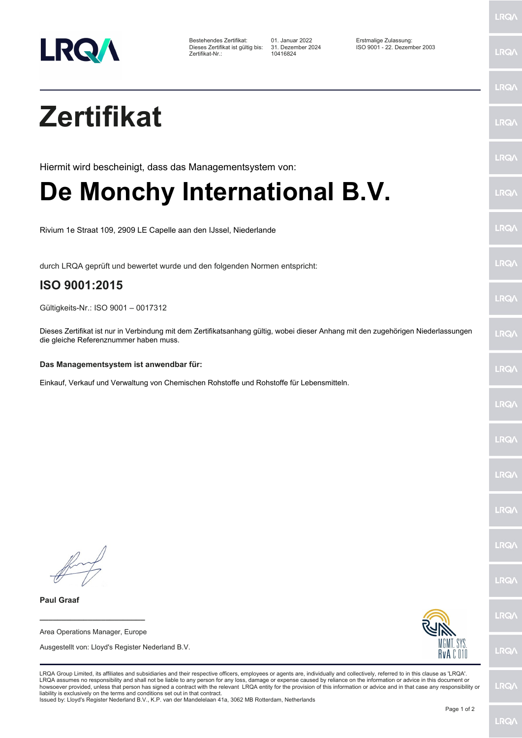LRQA

| | | |
|---|---|---|
| Bestehendes Zertifikat: | 01. Januar 2022 | Erstmalige Zulassung: |
| Dieses Zertifikat ist gültig bis: | 31. Dezember 2024 | ISO 9001 - 22. Dezember 2003 |
| Zertifikat-Nr.: | 10416824 | |

# Zertifikat

Hiermit wird bescheinigt, dass das Managementsystem von:

# De Monchy International B.V.

Rivium 1e Straat 109, 2909 LE Capelle aan den IJssel, Niederlande

durch LRQA geprüft und bewertet wurde und den folgenden Normen entspricht:

## ISO 9001:2015

Gültigkeits-Nr.: ISO 9001 – 0017312

Dieses Zertifikat ist nur in Verbindung mit dem Zertifikatsanhang gültig, wobei dieser Anhang mit den zugehörigen Niederlassungen die gleiche Referenznummer haben muss.

**Das Managementsystem ist anwendbar für:**

Einkauf, Verkauf und Verwaltung von Chemischen Rohstoffe und Rohstoffe für Lebensmitteln.

**Paul Graaf**

Area Operations Manager, Europe

Ausgestellt von: Lloyd's Register Nederland B.V.

MGMT. SYS.
RvA C 010

LRQA Group Limited, its affiliates and subsidiaries and their respective officers, employees or agents are, individually and collectively, referred to in this clause as 'LRQA'. LRQA assumes no responsibility and shall not be liable to any person for any loss, damage or expense caused by reliance on the information or advice in this document or howsoever provided, unless that person has signed a contract with the relevant LRQA entity for the provision of this information or advice and in that case any responsibility or liability is exclusively on the terms and conditions set out in that contract.
Issued by: Lloyd's Register Nederland B.V., K.P. van der Mandelelaan 41a, 3062 MB Rotterdam, Netherlands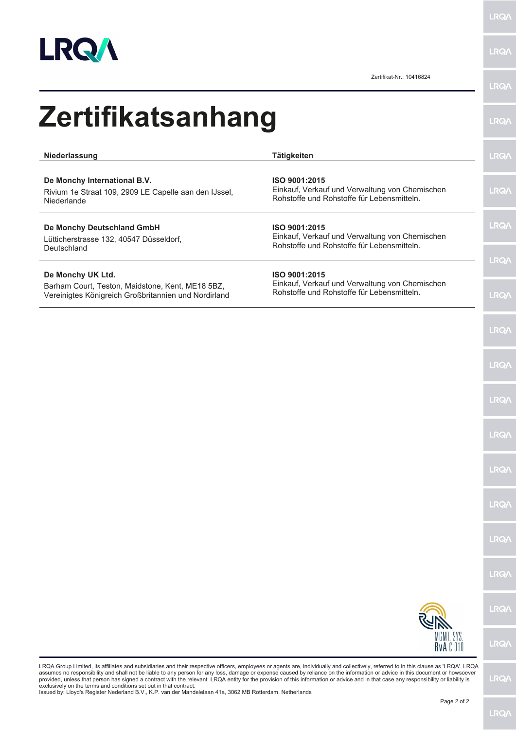Zertifikat-Nr.: 10416824

# Zertifikatsanhang

| Niederlassung | Tätigkeiten |
|---|---|
| **De Monchy International B.V.**<br>Rivium 1e Straat 109, 2909 LE Capelle aan den IJssel, Niederlande | **ISO 9001:2015**<br>Einkauf, Verkauf und Verwaltung von Chemischen Rohstoffe und Rohstoffe für Lebensmitteln. |
| **De Monchy Deutschland GmbH**<br>Lütticherstrasse 132, 40547 Düsseldorf, Deutschland | **ISO 9001:2015**<br>Einkauf, Verkauf und Verwaltung von Chemischen Rohstoffe und Rohstoffe für Lebensmitteln. |
| **De Monchy UK Ltd.**<br>Barham Court, Teston, Maidstone, Kent, ME18 5BZ, Vereinigtes Königreich Großbritannien und Nordirland | **ISO 9001:2015**<br>Einkauf, Verkauf und Verwaltung von Chemischen Rohstoffe und Rohstoffe für Lebensmitteln. |

MGMT. SYS.
RvA C 010

LRQA Group Limited, its affiliates and subsidiaries and their respective officers, employees or agents are, individually and collectively, referred to in this clause as 'LRQA'. LRQA assumes no responsibility and shall not be liable to any person for any loss, damage or expense caused by reliance on the information or advice in this document or howsoever provided, unless that person has signed a contract with the relevant LRQA entity for the provision of this information or advice and in that case any responsibility or liability is exclusively on the terms and conditions set out in that contract.
Issued by: Lloyd's Register Nederland B.V., K.P. van der Mandelelaan 41a, 3062 MB Rotterdam, Netherlands